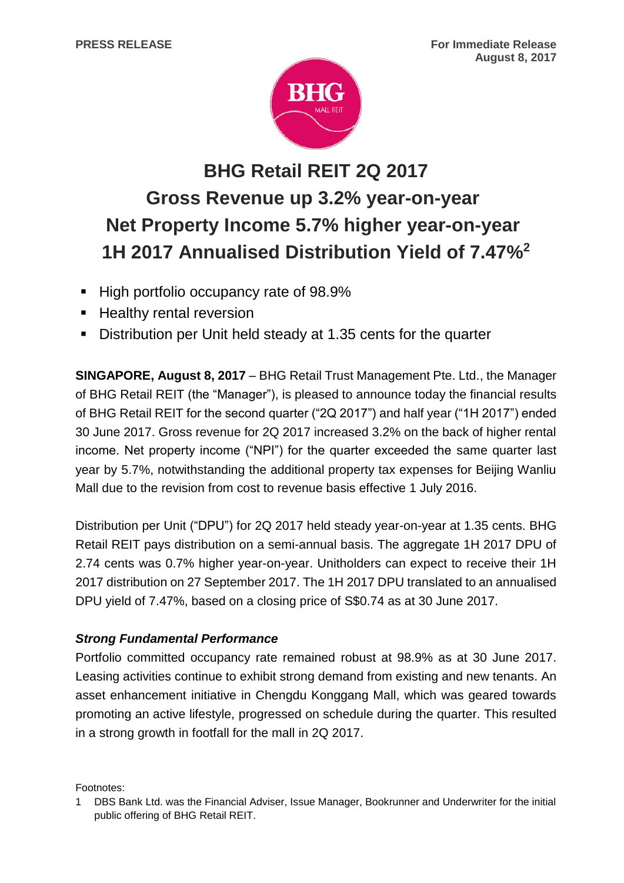**PRESS RELEASE**

**For Immediate Release**
**August 8, 2017**

# BHG Retail REIT 2Q 2017
# Gross Revenue up 3.2% year-on-year
# Net Property Income 5.7% higher year-on-year
# 1H 2017 Annualised Distribution Yield of 7.47%[2]

- High portfolio occupancy rate of 98.9%
- Healthy rental reversion
- Distribution per Unit held steady at 1.35 cents for the quarter

**SINGAPORE, August 8, 2017** – BHG Retail Trust Management Pte. Ltd., the Manager of BHG Retail REIT (the "Manager"), is pleased to announce today the financial results of BHG Retail REIT for the second quarter ("2Q 2017") and half year ("1H 2017") ended 30 June 2017. Gross revenue for 2Q 2017 increased 3.2% on the back of higher rental income. Net property income ("NPI") for the quarter exceeded the same quarter last year by 5.7%, notwithstanding the additional property tax expenses for Beijing Wanliu Mall due to the revision from cost to revenue basis effective 1 July 2016.

Distribution per Unit ("DPU") for 2Q 2017 held steady year-on-year at 1.35 cents. BHG Retail REIT pays distribution on a semi-annual basis. The aggregate 1H 2017 DPU of 2.74 cents was 0.7% higher year-on-year. Unitholders can expect to receive their 1H 2017 distribution on 27 September 2017. The 1H 2017 DPU translated to an annualised DPU yield of 7.47%, based on a closing price of S$0.74 as at 30 June 2017.

### *Strong Fundamental Performance*

Portfolio committed occupancy rate remained robust at 98.9% as at 30 June 2017. Leasing activities continue to exhibit strong demand from existing and new tenants. An asset enhancement initiative in Chengdu Konggang Mall, which was geared towards promoting an active lifestyle, progressed on schedule during the quarter. This resulted in a strong growth in footfall for the mall in 2Q 2017.

Footnotes:

1 DBS Bank Ltd. was the Financial Adviser, Issue Manager, Bookrunner and Underwriter for the initial public offering of BHG Retail REIT.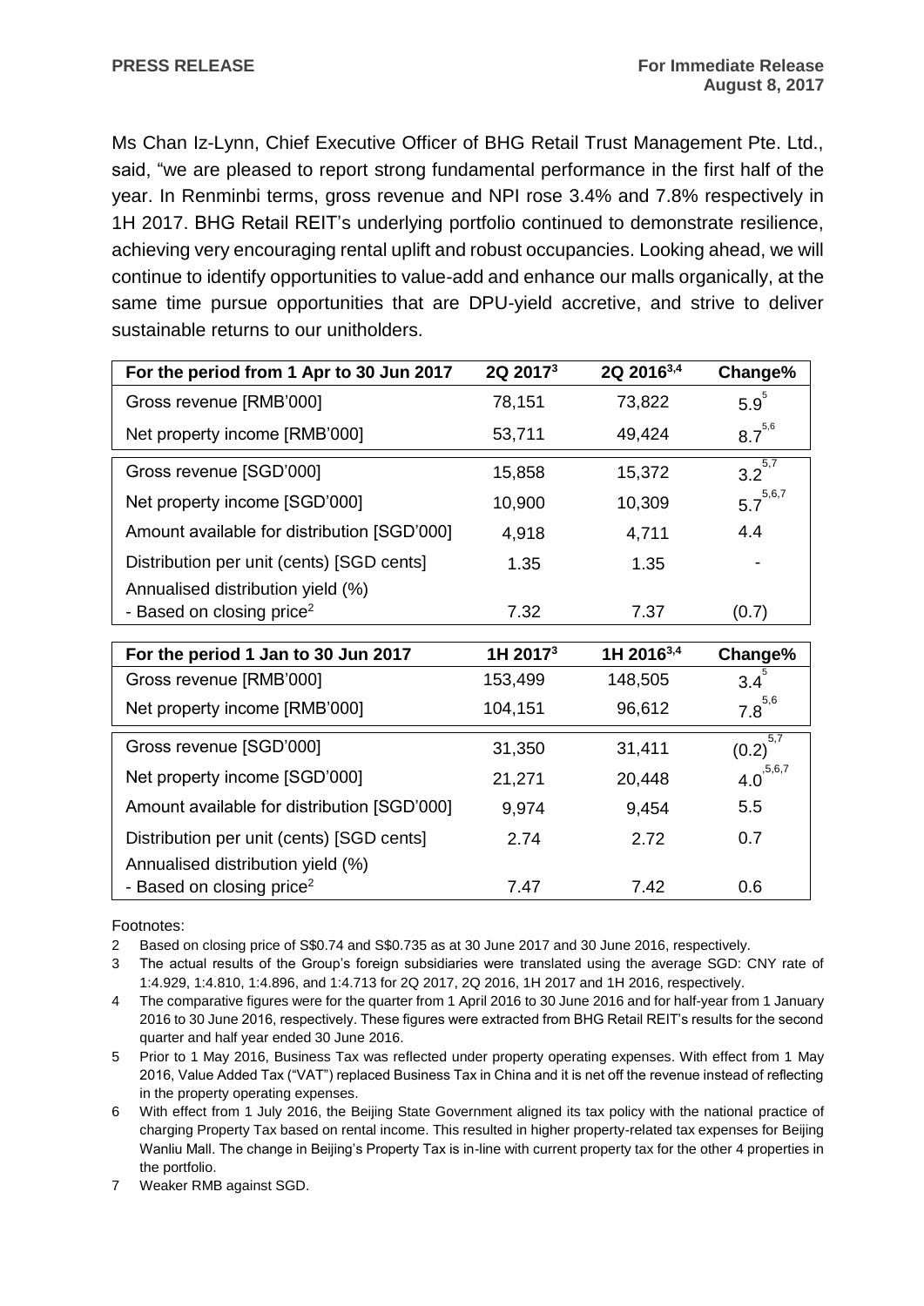**PRESS RELEASE** **For Immediate Release**
**August 8, 2017**

Ms Chan Iz-Lynn, Chief Executive Officer of BHG Retail Trust Management Pte. Ltd., said, "we are pleased to report strong fundamental performance in the first half of the year. In Renminbi terms, gross revenue and NPI rose 3.4% and 7.8% respectively in 1H 2017. BHG Retail REIT's underlying portfolio continued to demonstrate resilience, achieving very encouraging rental uplift and robust occupancies. Looking ahead, we will continue to identify opportunities to value-add and enhance our malls organically, at the same time pursue opportunities that are DPU-yield accretive, and strive to deliver sustainable returns to our unitholders.

| For the period from 1 Apr to 30 Jun 2017 | 2Q 2017[3] | 2Q 2016[3,4] | Change% |
|---|---|---|---|
| Gross revenue [RMB'000] | 78,151 | 73,822 | 5.9[5] |
| Net property income [RMB'000] | 53,711 | 49,424 | 8.7[5,6] |
| Gross revenue [SGD'000] | 15,858 | 15,372 | 3.2[5,7] |
| Net property income [SGD'000] | 10,900 | 10,309 | 5.7[5,6,7] |
| Amount available for distribution [SGD'000] | 4,918 | 4,711 | 4.4 |
| Distribution per unit (cents) [SGD cents] | 1.35 | 1.35 | - |
| Annualised distribution yield (%)<br>- Based on closing price[2] | 7.32 | 7.37 | (0.7) |

| For the period 1 Jan to 30 Jun 2017 | 1H 2017[3] | 1H 2016[3,4] | Change% |
|---|---|---|---|
| Gross revenue [RMB'000] | 153,499 | 148,505 | 3.4[5] |
| Net property income [RMB'000] | 104,151 | 96,612 | 7.8[5,6] |
| Gross revenue [SGD'000] | 31,350 | 31,411 | (0.2)[5,7] |
| Net property income [SGD'000] | 21,271 | 20,448 | 4.0[5,6,7] |
| Amount available for distribution [SGD'000] | 9,974 | 9,454 | 5.5 |
| Distribution per unit (cents) [SGD cents] | 2.74 | 2.72 | 0.7 |
| Annualised distribution yield (%)<br>- Based on closing price[2] | 7.47 | 7.42 | 0.6 |

Footnotes:

2 Based on closing price of S$0.74 and S$0.735 as at 30 June 2017 and 30 June 2016, respectively.

3 The actual results of the Group's foreign subsidiaries were translated using the average SGD: CNY rate of 1:4.929, 1:4.810, 1:4.896, and 1:4.713 for 2Q 2017, 2Q 2016, 1H 2017 and 1H 2016, respectively.

4 The comparative figures were for the quarter from 1 April 2016 to 30 June 2016 and for half-year from 1 January 2016 to 30 June 2016, respectively. These figures were extracted from BHG Retail REIT's results for the second quarter and half year ended 30 June 2016.

5 Prior to 1 May 2016, Business Tax was reflected under property operating expenses. With effect from 1 May 2016, Value Added Tax ("VAT") replaced Business Tax in China and it is net off the revenue instead of reflecting in the property operating expenses.

6 With effect from 1 July 2016, the Beijing State Government aligned its tax policy with the national practice of charging Property Tax based on rental income. This resulted in higher property-related tax expenses for Beijing Wanliu Mall. The change in Beijing's Property Tax is in-line with current property tax for the other 4 properties in the portfolio.

7 Weaker RMB against SGD.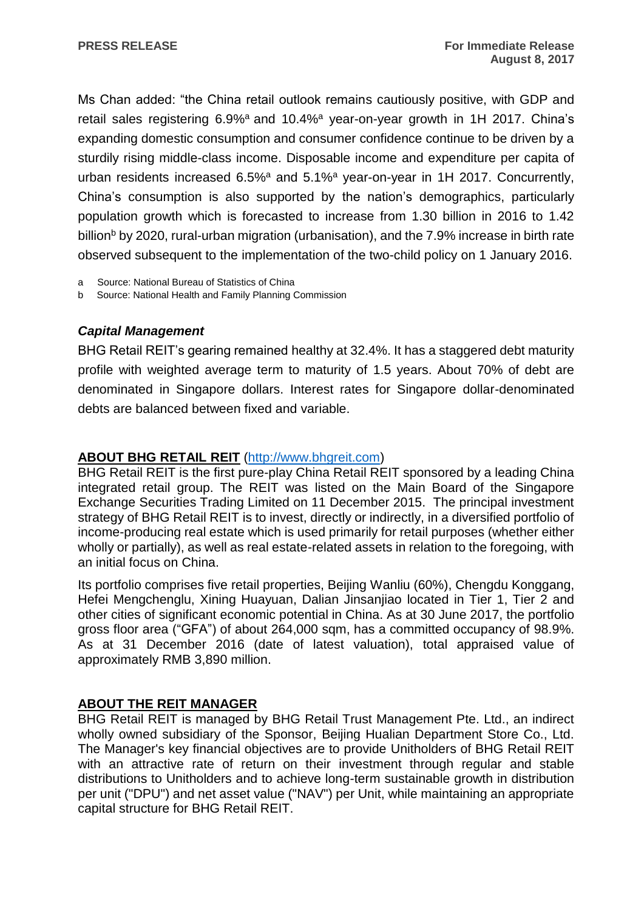Ms Chan added: "the China retail outlook remains cautiously positive, with GDP and retail sales registering 6.9%[a] and 10.4%[a] year-on-year growth in 1H 2017. China's expanding domestic consumption and consumer confidence continue to be driven by a sturdily rising middle-class income. Disposable income and expenditure per capita of urban residents increased 6.5%[a] and 5.1%[a] year-on-year in 1H 2017. Concurrently, China's consumption is also supported by the nation's demographics, particularly population growth which is forecasted to increase from 1.30 billion in 2016 to 1.42 billion[b] by 2020, rural-urban migration (urbanisation), and the 7.9% increase in birth rate observed subsequent to the implementation of the two-child policy on 1 January 2016.

a Source: National Bureau of Statistics of China

b Source: National Health and Family Planning Commission

### *Capital Management*

BHG Retail REIT's gearing remained healthy at 32.4%. It has a staggered debt maturity profile with weighted average term to maturity of 1.5 years. About 70% of debt are denominated in Singapore dollars. Interest rates for Singapore dollar-denominated debts are balanced between fixed and variable.

## **ABOUT BHG RETAIL REIT** (http://www.bhgreit.com)

BHG Retail REIT is the first pure-play China Retail REIT sponsored by a leading China integrated retail group. The REIT was listed on the Main Board of the Singapore Exchange Securities Trading Limited on 11 December 2015. The principal investment strategy of BHG Retail REIT is to invest, directly or indirectly, in a diversified portfolio of income-producing real estate which is used primarily for retail purposes (whether either wholly or partially), as well as real estate-related assets in relation to the foregoing, with an initial focus on China.

Its portfolio comprises five retail properties, Beijing Wanliu (60%), Chengdu Konggang, Hefei Mengchenglu, Xining Huayuan, Dalian Jinsanjiao located in Tier 1, Tier 2 and other cities of significant economic potential in China. As at 30 June 2017, the portfolio gross floor area ("GFA") of about 264,000 sqm, has a committed occupancy of 98.9%. As at 31 December 2016 (date of latest valuation), total appraised value of approximately RMB 3,890 million.

## **ABOUT THE REIT MANAGER**

BHG Retail REIT is managed by BHG Retail Trust Management Pte. Ltd., an indirect wholly owned subsidiary of the Sponsor, Beijing Hualian Department Store Co., Ltd. The Manager's key financial objectives are to provide Unitholders of BHG Retail REIT with an attractive rate of return on their investment through regular and stable distributions to Unitholders and to achieve long-term sustainable growth in distribution per unit ("DPU") and net asset value ("NAV") per Unit, while maintaining an appropriate capital structure for BHG Retail REIT.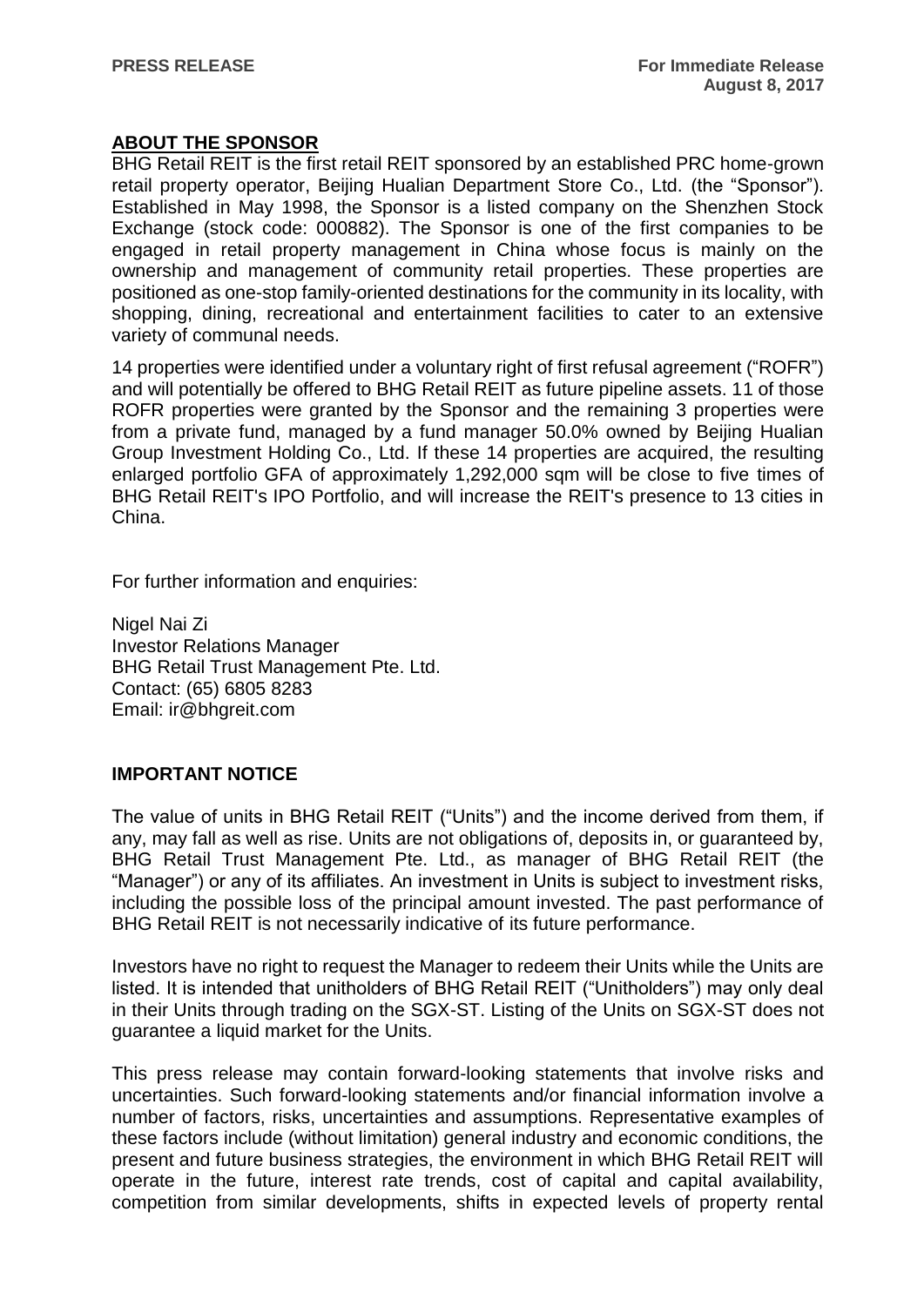## ABOUT THE SPONSOR

BHG Retail REIT is the first retail REIT sponsored by an established PRC home-grown retail property operator, Beijing Hualian Department Store Co., Ltd. (the "Sponsor"). Established in May 1998, the Sponsor is a listed company on the Shenzhen Stock Exchange (stock code: 000882). The Sponsor is one of the first companies to be engaged in retail property management in China whose focus is mainly on the ownership and management of community retail properties. These properties are positioned as one-stop family-oriented destinations for the community in its locality, with shopping, dining, recreational and entertainment facilities to cater to an extensive variety of communal needs.

14 properties were identified under a voluntary right of first refusal agreement ("ROFR") and will potentially be offered to BHG Retail REIT as future pipeline assets. 11 of those ROFR properties were granted by the Sponsor and the remaining 3 properties were from a private fund, managed by a fund manager 50.0% owned by Beijing Hualian Group Investment Holding Co., Ltd. If these 14 properties are acquired, the resulting enlarged portfolio GFA of approximately 1,292,000 sqm will be close to five times of BHG Retail REIT's IPO Portfolio, and will increase the REIT's presence to 13 cities in China.

For further information and enquiries:

Nigel Nai Zi
Investor Relations Manager
BHG Retail Trust Management Pte. Ltd.
Contact: (65) 6805 8283
Email: ir@bhgreit.com

## IMPORTANT NOTICE

The value of units in BHG Retail REIT ("Units") and the income derived from them, if any, may fall as well as rise. Units are not obligations of, deposits in, or guaranteed by, BHG Retail Trust Management Pte. Ltd., as manager of BHG Retail REIT (the "Manager") or any of its affiliates. An investment in Units is subject to investment risks, including the possible loss of the principal amount invested. The past performance of BHG Retail REIT is not necessarily indicative of its future performance.

Investors have no right to request the Manager to redeem their Units while the Units are listed. It is intended that unitholders of BHG Retail REIT ("Unitholders") may only deal in their Units through trading on the SGX-ST. Listing of the Units on SGX-ST does not guarantee a liquid market for the Units.

This press release may contain forward-looking statements that involve risks and uncertainties. Such forward-looking statements and/or financial information involve a number of factors, risks, uncertainties and assumptions. Representative examples of these factors include (without limitation) general industry and economic conditions, the present and future business strategies, the environment in which BHG Retail REIT will operate in the future, interest rate trends, cost of capital and capital availability, competition from similar developments, shifts in expected levels of property rental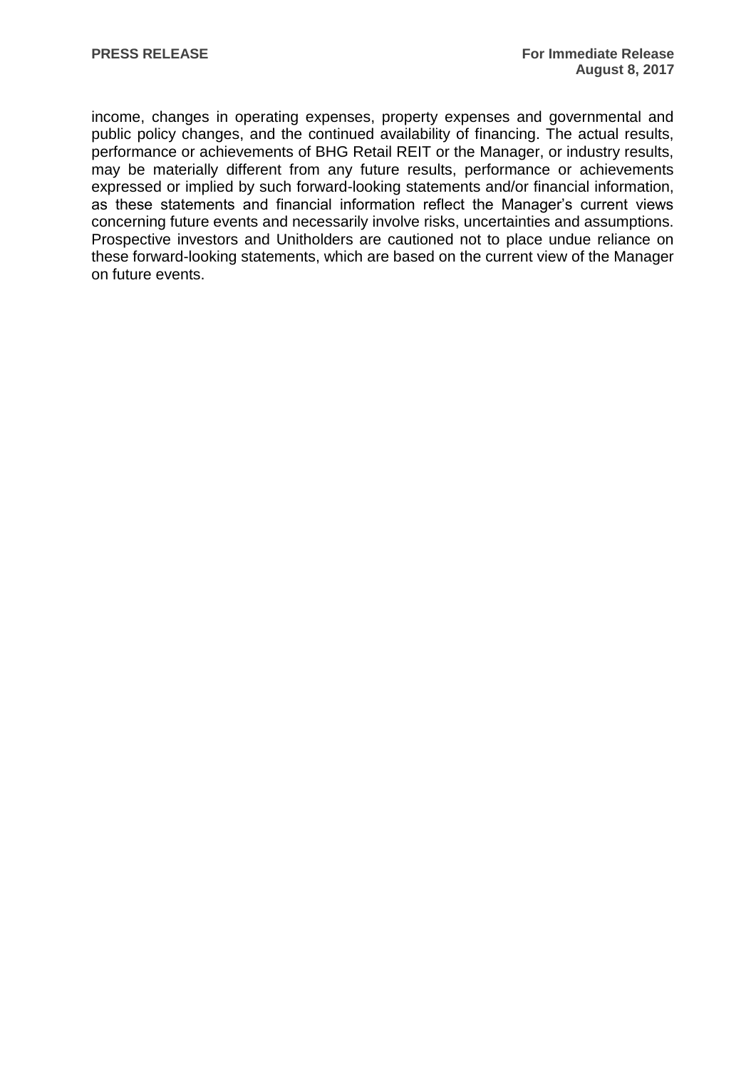income, changes in operating expenses, property expenses and governmental and public policy changes, and the continued availability of financing. The actual results, performance or achievements of BHG Retail REIT or the Manager, or industry results, may be materially different from any future results, performance or achievements expressed or implied by such forward-looking statements and/or financial information, as these statements and financial information reflect the Manager's current views concerning future events and necessarily involve risks, uncertainties and assumptions. Prospective investors and Unitholders are cautioned not to place undue reliance on these forward-looking statements, which are based on the current view of the Manager on future events.